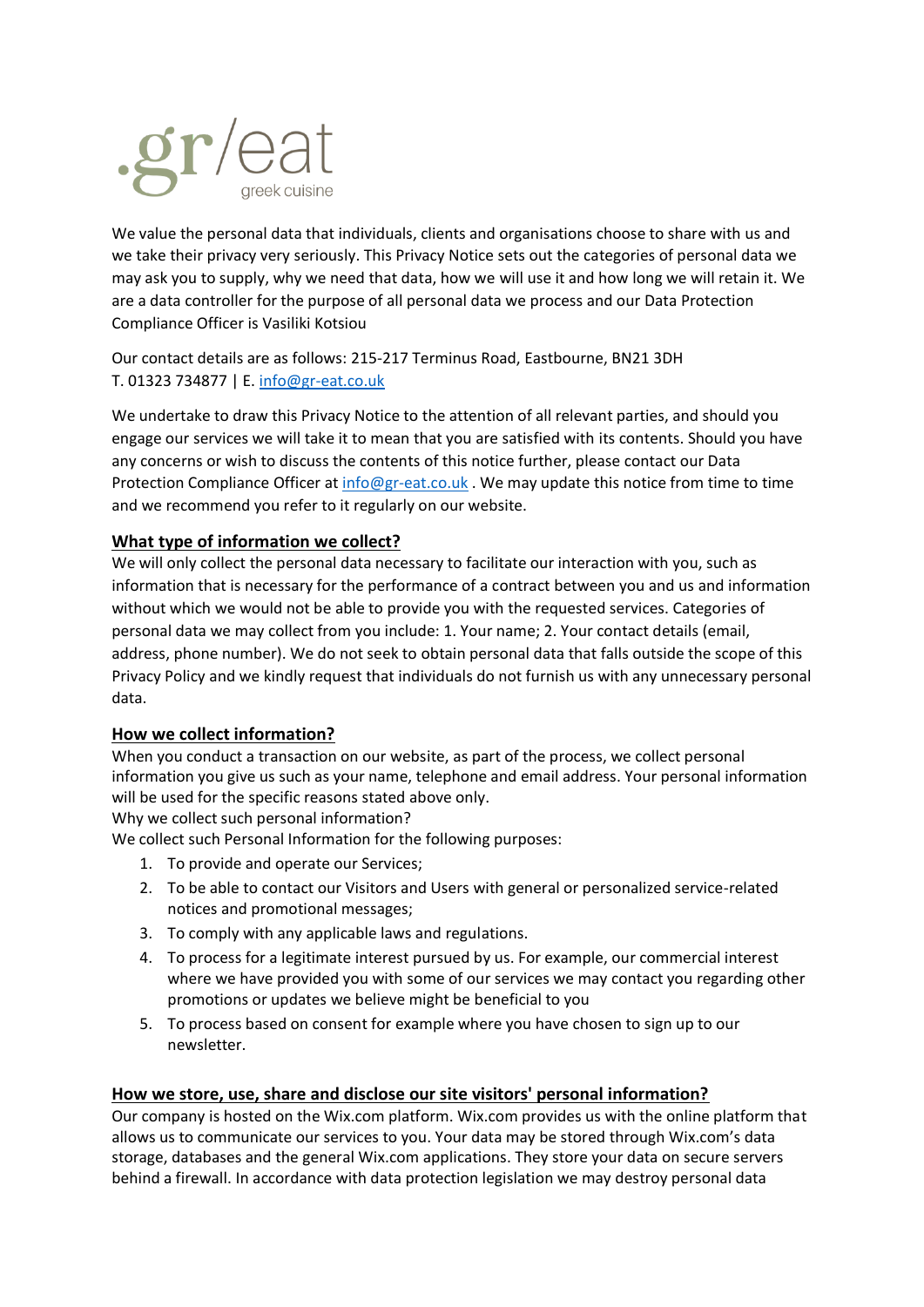.gr/eat
greek cuisine

We value the personal data that individuals, clients and organisations choose to share with us and we take their privacy very seriously. This Privacy Notice sets out the categories of personal data we may ask you to supply, why we need that data, how we will use it and how long we will retain it. We are a data controller for the purpose of all personal data we process and our Data Protection Compliance Officer is Vasiliki Kotsiou

Our contact details are as follows: 215-217 Terminus Road, Eastbourne, BN21 3DH
T. 01323 734877 | E. info@gr-eat.co.uk

We undertake to draw this Privacy Notice to the attention of all relevant parties, and should you engage our services we will take it to mean that you are satisfied with its contents. Should you have any concerns or wish to discuss the contents of this notice further, please contact our Data Protection Compliance Officer at info@gr-eat.co.uk . We may update this notice from time to time and we recommend you refer to it regularly on our website.

## What type of information we collect?

We will only collect the personal data necessary to facilitate our interaction with you, such as information that is necessary for the performance of a contract between you and us and information without which we would not be able to provide you with the requested services. Categories of personal data we may collect from you include: 1. Your name; 2. Your contact details (email, address, phone number). We do not seek to obtain personal data that falls outside the scope of this Privacy Policy and we kindly request that individuals do not furnish us with any unnecessary personal data.

## How we collect information?

When you conduct a transaction on our website, as part of the process, we collect personal information you give us such as your name, telephone and email address. Your personal information will be used for the specific reasons stated above only.
Why we collect such personal information?
We collect such Personal Information for the following purposes:

1. To provide and operate our Services;
2. To be able to contact our Visitors and Users with general or personalized service-related notices and promotional messages;
3. To comply with any applicable laws and regulations.
4. To process for a legitimate interest pursued by us. For example, our commercial interest where we have provided you with some of our services we may contact you regarding other promotions or updates we believe might be beneficial to you
5. To process based on consent for example where you have chosen to sign up to our newsletter.

## How we store, use, share and disclose our site visitors' personal information?

Our company is hosted on the Wix.com platform. Wix.com provides us with the online platform that allows us to communicate our services to you. Your data may be stored through Wix.com's data storage, databases and the general Wix.com applications. They store your data on secure servers behind a firewall. In accordance with data protection legislation we may destroy personal data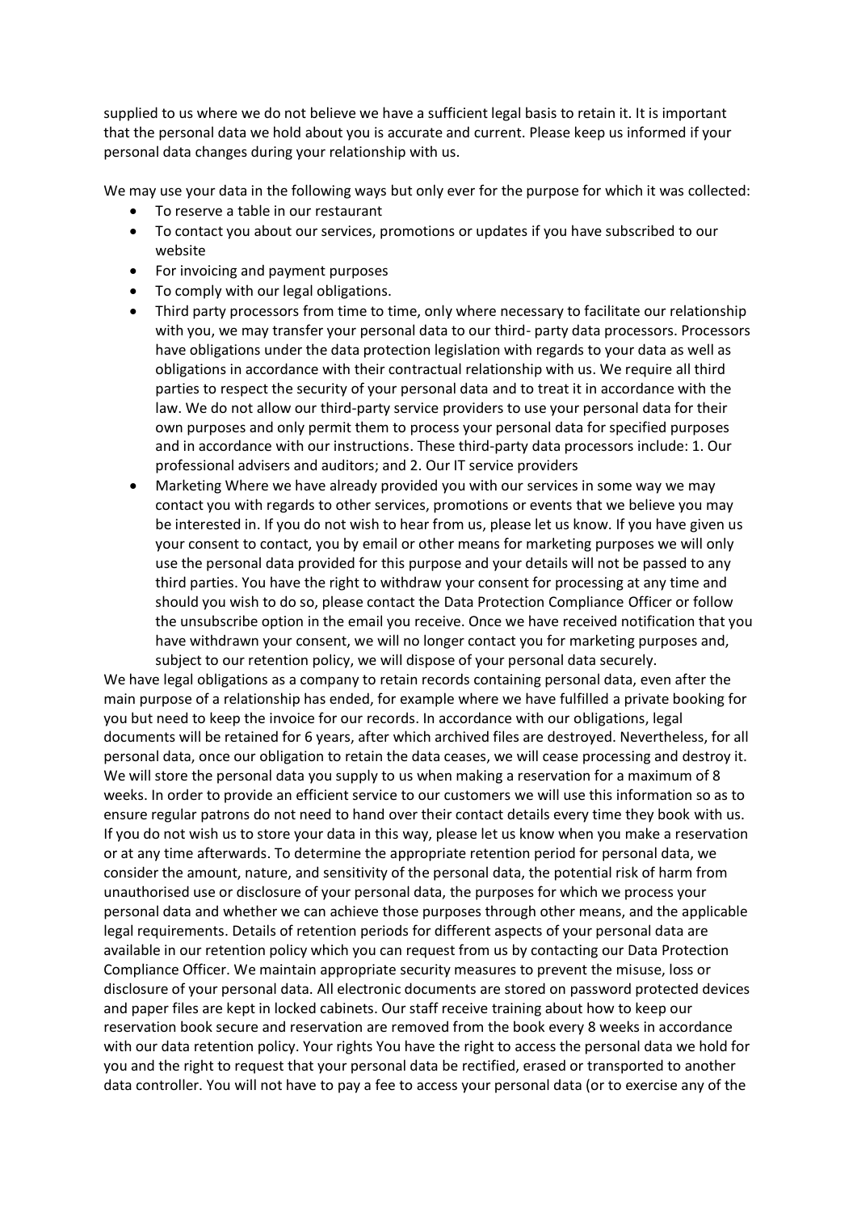supplied to us where we do not believe we have a sufficient legal basis to retain it. It is important that the personal data we hold about you is accurate and current. Please keep us informed if your personal data changes during your relationship with us.

We may use your data in the following ways but only ever for the purpose for which it was collected:

- To reserve a table in our restaurant
- To contact you about our services, promotions or updates if you have subscribed to our website
- For invoicing and payment purposes
- To comply with our legal obligations.
- Third party processors from time to time, only where necessary to facilitate our relationship with you, we may transfer your personal data to our third- party data processors. Processors have obligations under the data protection legislation with regards to your data as well as obligations in accordance with their contractual relationship with us. We require all third parties to respect the security of your personal data and to treat it in accordance with the law. We do not allow our third-party service providers to use your personal data for their own purposes and only permit them to process your personal data for specified purposes and in accordance with our instructions. These third-party data processors include: 1. Our professional advisers and auditors; and 2. Our IT service providers
- Marketing Where we have already provided you with our services in some way we may contact you with regards to other services, promotions or events that we believe you may be interested in. If you do not wish to hear from us, please let us know. If you have given us your consent to contact, you by email or other means for marketing purposes we will only use the personal data provided for this purpose and your details will not be passed to any third parties. You have the right to withdraw your consent for processing at any time and should you wish to do so, please contact the Data Protection Compliance Officer or follow the unsubscribe option in the email you receive. Once we have received notification that you have withdrawn your consent, we will no longer contact you for marketing purposes and, subject to our retention policy, we will dispose of your personal data securely.

We have legal obligations as a company to retain records containing personal data, even after the main purpose of a relationship has ended, for example where we have fulfilled a private booking for you but need to keep the invoice for our records. In accordance with our obligations, legal documents will be retained for 6 years, after which archived files are destroyed. Nevertheless, for all personal data, once our obligation to retain the data ceases, we will cease processing and destroy it. We will store the personal data you supply to us when making a reservation for a maximum of 8 weeks. In order to provide an efficient service to our customers we will use this information so as to ensure regular patrons do not need to hand over their contact details every time they book with us. If you do not wish us to store your data in this way, please let us know when you make a reservation or at any time afterwards. To determine the appropriate retention period for personal data, we consider the amount, nature, and sensitivity of the personal data, the potential risk of harm from unauthorised use or disclosure of your personal data, the purposes for which we process your personal data and whether we can achieve those purposes through other means, and the applicable legal requirements. Details of retention periods for different aspects of your personal data are available in our retention policy which you can request from us by contacting our Data Protection Compliance Officer. We maintain appropriate security measures to prevent the misuse, loss or disclosure of your personal data. All electronic documents are stored on password protected devices and paper files are kept in locked cabinets. Our staff receive training about how to keep our reservation book secure and reservation are removed from the book every 8 weeks in accordance with our data retention policy. Your rights You have the right to access the personal data we hold for you and the right to request that your personal data be rectified, erased or transported to another data controller. You will not have to pay a fee to access your personal data (or to exercise any of the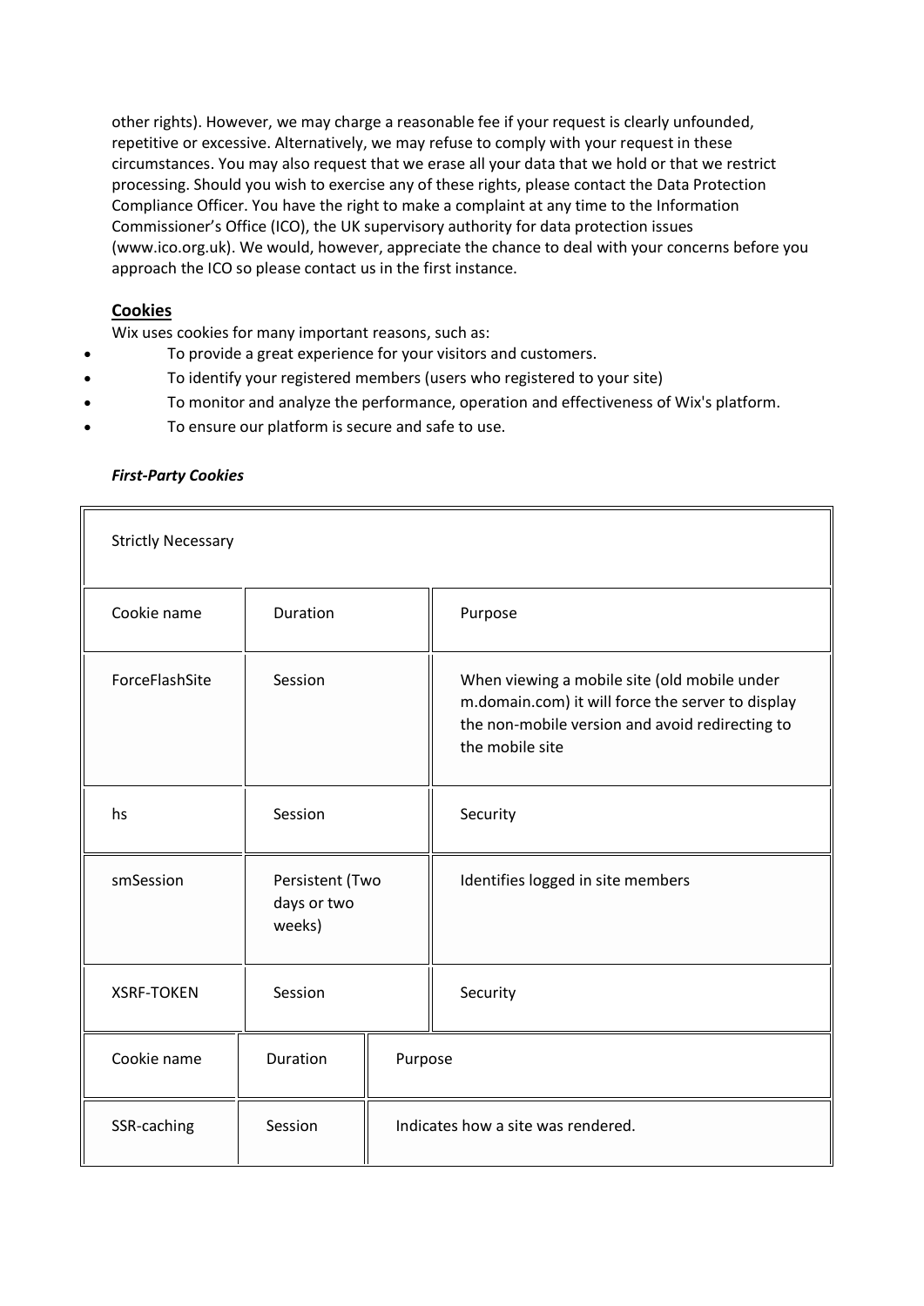other rights). However, we may charge a reasonable fee if your request is clearly unfounded, repetitive or excessive. Alternatively, we may refuse to comply with your request in these circumstances. You may also request that we erase all your data that we hold or that we restrict processing. Should you wish to exercise any of these rights, please contact the Data Protection Compliance Officer. You have the right to make a complaint at any time to the Information Commissioner's Office (ICO), the UK supervisory authority for data protection issues (www.ico.org.uk). We would, however, appreciate the chance to deal with your concerns before you approach the ICO so please contact us in the first instance.

## Cookies

Wix uses cookies for many important reasons, such as:

- To provide a great experience for your visitors and customers.
- To identify your registered members (users who registered to your site)
- To monitor and analyze the performance, operation and effectiveness of Wix's platform.
- To ensure our platform is secure and safe to use.

***First-Party Cookies***

| Strictly Necessary | | |
|---|---|---|
| Cookie name | Duration | Purpose |
| ForceFlashSite | Session | When viewing a mobile site (old mobile under m.domain.com) it will force the server to display the non-mobile version and avoid redirecting to the mobile site |
| hs | Session | Security |
| smSession | Persistent (Two days or two weeks) | Identifies logged in site members |
| XSRF-TOKEN | Session | Security |
| Cookie name | Duration | Purpose |
| SSR-caching | Session | Indicates how a site was rendered. |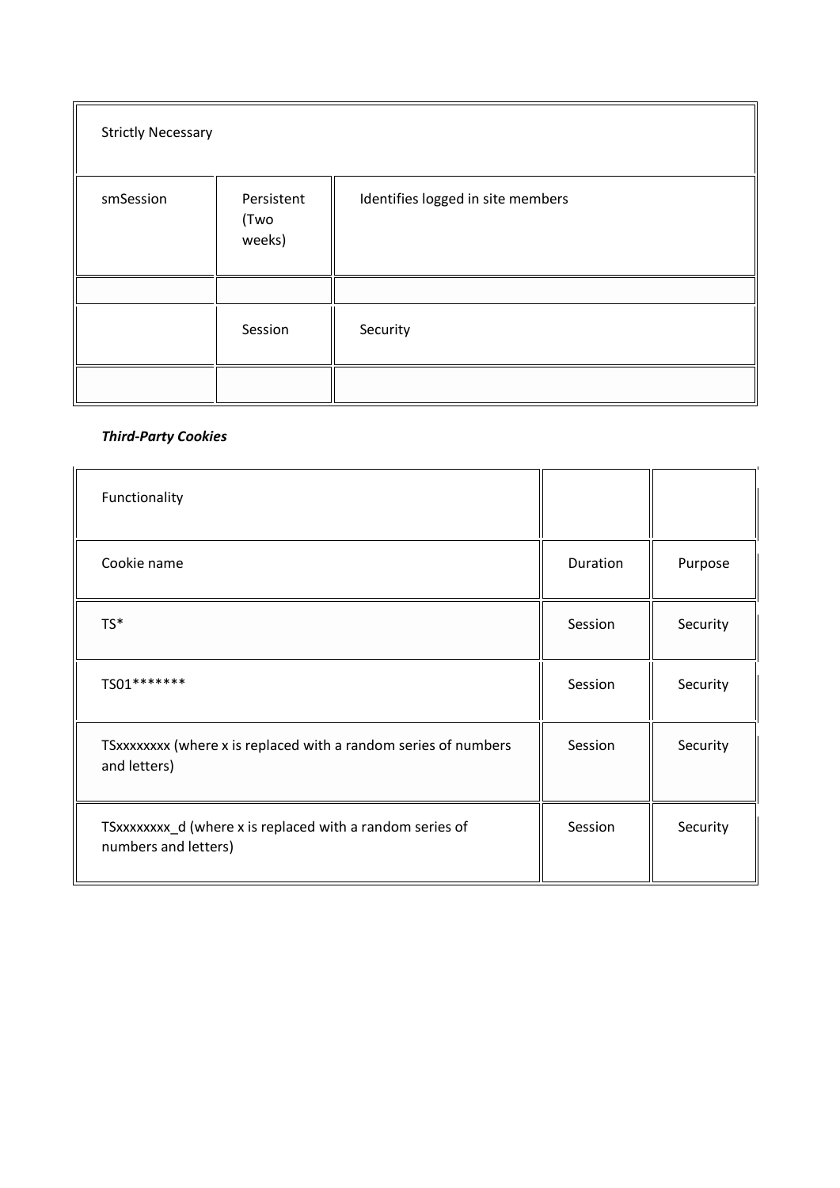| Strictly Necessary | | |
|---|---|---|
| smSession | Persistent (Two weeks) | Identifies logged in site members |
| | | |
| | Session | Security |
| | | |

***Third-Party Cookies***

| Functionality | | |
|---|---|---|
| Cookie name | Duration | Purpose |
| TS* | Session | Security |
| TS01******* | Session | Security |
| TSxxxxxxxx (where x is replaced with a random series of numbers and letters) | Session | Security |
| TSxxxxxxxx_d (where x is replaced with a random series of numbers and letters) | Session | Security |